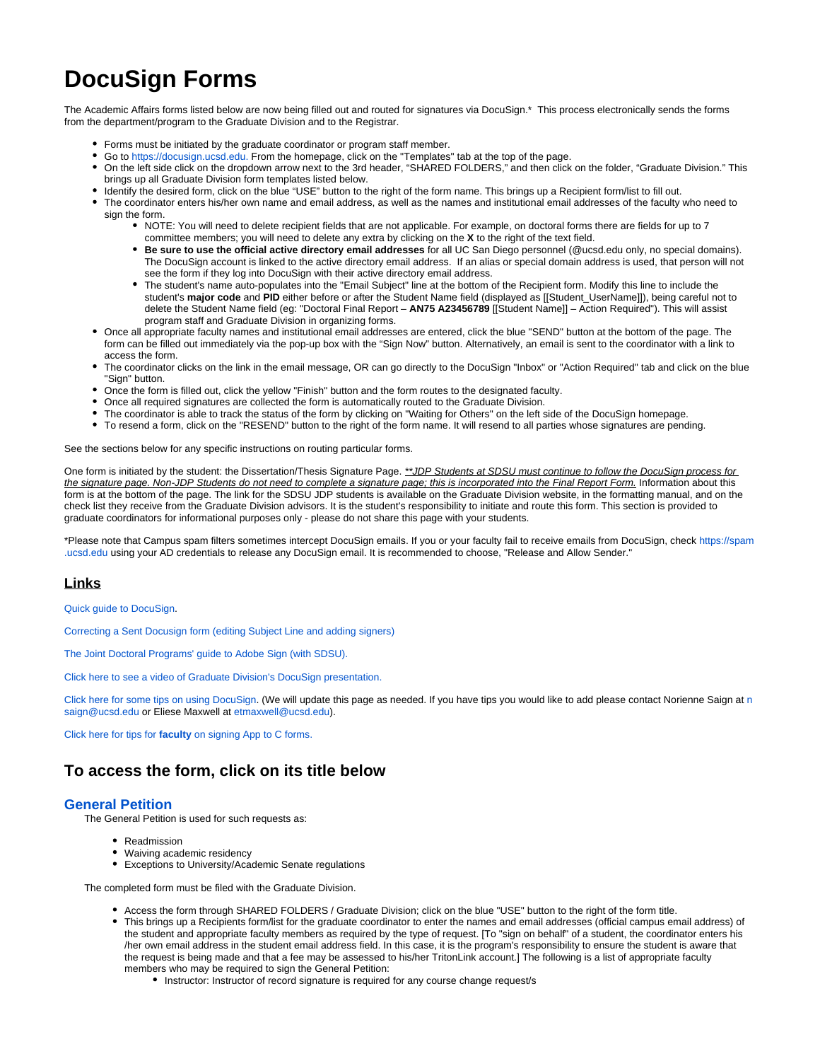# DocuSign Forms

The Academic Affairs forms listed below are now being filled out and routed for signatures via DocuSign.* This process electronically sends the forms from the department/program to the Graduate Division and to the Registrar.

- Forms must be initiated by the graduate coordinator or program staff member.
- Go to https://docusign.ucsd.edu. From the homepage, click on the "Templates" tab at the top of the page.
- On the left side click on the dropdown arrow next to the 3rd header, "SHARED FOLDERS," and then click on the folder, "Graduate Division." This brings up all Graduate Division form templates listed below.
- Identify the desired form, click on the blue "USE" button to the right of the form name. This brings up a Recipient form/list to fill out.
- The coordinator enters his/her own name and email address, as well as the names and institutional email addresses of the faculty who need to sign the form.
  - NOTE: You will need to delete recipient fields that are not applicable. For example, on doctoral forms there are fields for up to 7 committee members; you will need to delete any extra by clicking on the **X** to the right of the text field.
  - **Be sure to use the official active directory email addresses** for all UC San Diego personnel (@ucsd.edu only, no special domains). The DocuSign account is linked to the active directory email address. If an alias or special domain address is used, that person will not see the form if they log into DocuSign with their active directory email address.
  - The student's name auto-populates into the "Email Subject" line at the bottom of the Recipient form. Modify this line to include the student's **major code** and **PID** either before or after the Student Name field (displayed as [[Student_UserName]]), being careful not to delete the Student Name field (eg: "Doctoral Final Report – **AN75 A23456789** [[Student Name]] – Action Required"). This will assist program staff and Graduate Division in organizing forms.
- Once all appropriate faculty names and institutional email addresses are entered, click the blue "SEND" button at the bottom of the page. The form can be filled out immediately via the pop-up box with the "Sign Now" button. Alternatively, an email is sent to the coordinator with a link to access the form.
- The coordinator clicks on the link in the email message, OR can go directly to the DocuSign "Inbox" or "Action Required" tab and click on the blue "Sign" button.
- Once the form is filled out, click the yellow "Finish" button and the form routes to the designated faculty.
- Once all required signatures are collected the form is automatically routed to the Graduate Division.
- The coordinator is able to track the status of the form by clicking on "Waiting for Others" on the left side of the DocuSign homepage.
- To resend a form, click on the "RESEND" button to the right of the form name. It will resend to all parties whose signatures are pending.

See the sections below for any specific instructions on routing particular forms.

One form is initiated by the student: the Dissertation/Thesis Signature Page. _**JDP Students at SDSU must continue to follow the DocuSign process for the signature page. Non-JDP Students do not need to complete a signature page; this is incorporated into the Final Report Form._ Information about this form is at the bottom of the page. The link for the SDSU JDP students is available on the Graduate Division website, in the formatting manual, and on the check list they receive from the Graduate Division advisors. It is the student's responsibility to initiate and route this form. This section is provided to graduate coordinators for informational purposes only - please do not share this page with your students.

*Please note that Campus spam filters sometimes intercept DocuSign emails. If you or your faculty fail to receive emails from DocuSign, check https://spam.ucsd.edu using your AD credentials to release any DocuSign email. It is recommended to choose, "Release and Allow Sender."

## Links

Quick guide to DocuSign.

Correcting a Sent Docusign form (editing Subject Line and adding signers)

The Joint Doctoral Programs' guide to Adobe Sign (with SDSU).

Click here to see a video of Graduate Division's DocuSign presentation.

Click here for some tips on using DocuSign. (We will update this page as needed. If you have tips you would like to add please contact Norienne Saign at nsaign@ucsd.edu or Eliese Maxwell at etmaxwell@ucsd.edu).

Click here for tips for **faculty** on signing App to C forms.

## To access the form, click on its title below

### General Petition

The General Petition is used for such requests as:

- Readmission
- Waiving academic residency
- Exceptions to University/Academic Senate regulations

The completed form must be filed with the Graduate Division.

- Access the form through SHARED FOLDERS / Graduate Division; click on the blue "USE" button to the right of the form title.
- This brings up a Recipients form/list for the graduate coordinator to enter the names and email addresses (official campus email address) of the student and appropriate faculty members as required by the type of request. [To "sign on behalf" of a student, the coordinator enters his/her own email address in the student email address field. In this case, it is the program's responsibility to ensure the student is aware that the request is being made and that a fee may be assessed to his/her TritonLink account.] The following is a list of appropriate faculty members who may be required to sign the General Petition:
  - Instructor: Instructor of record signature is required for any course change request/s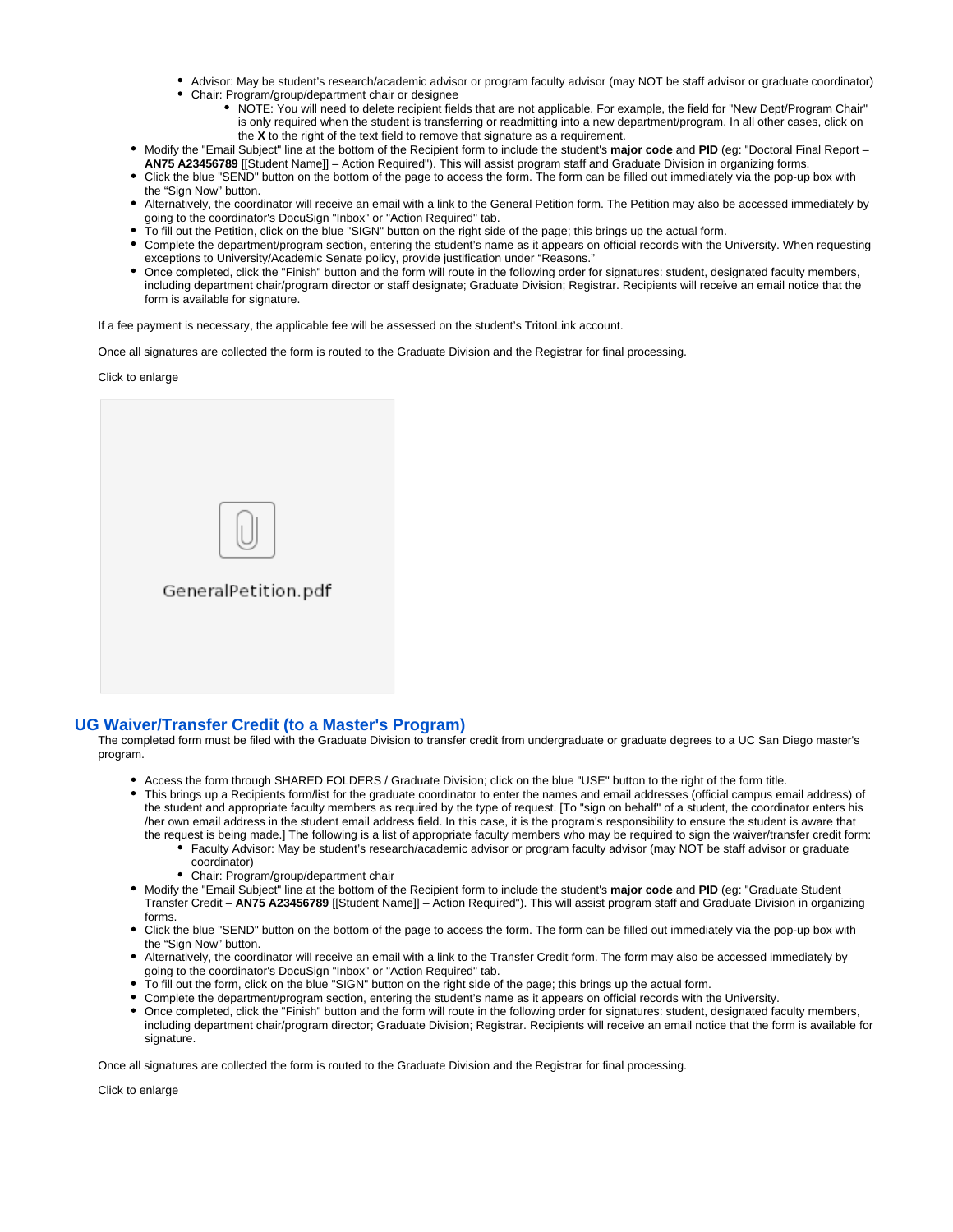- Advisor: May be student's research/academic advisor or program faculty advisor (may NOT be staff advisor or graduate coordinator)
  - Chair: Program/group/department chair or designee
    - NOTE: You will need to delete recipient fields that are not applicable. For example, the field for "New Dept/Program Chair" is only required when the student is transferring or readmitting into a new department/program. In all other cases, click on the **X** to the right of the text field to remove that signature as a requirement.
- Modify the "Email Subject" line at the bottom of the Recipient form to include the student's **major code** and **PID** (eg: "Doctoral Final Report – **AN75 A23456789** [[Student Name]] – Action Required"). This will assist program staff and Graduate Division in organizing forms.
- Click the blue "SEND" button on the bottom of the page to access the form. The form can be filled out immediately via the pop-up box with the "Sign Now" button.
- Alternatively, the coordinator will receive an email with a link to the General Petition form. The Petition may also be accessed immediately by going to the coordinator's DocuSign "Inbox" or "Action Required" tab.
- To fill out the Petition, click on the blue "SIGN" button on the right side of the page; this brings up the actual form.
- Complete the department/program section, entering the student's name as it appears on official records with the University. When requesting exceptions to University/Academic Senate policy, provide justification under "Reasons."
- Once completed, click the "Finish" button and the form will route in the following order for signatures: student, designated faculty members, including department chair/program director or staff designate; Graduate Division; Registrar. Recipients will receive an email notice that the form is available for signature.

If a fee payment is necessary, the applicable fee will be assessed on the student's TritonLink account.

Once all signatures are collected the form is routed to the Graduate Division and the Registrar for final processing.

Click to enlarge

GeneralPetition.pdf

## UG Waiver/Transfer Credit (to a Master's Program)

The completed form must be filed with the Graduate Division to transfer credit from undergraduate or graduate degrees to a UC San Diego master's program.

- Access the form through SHARED FOLDERS / Graduate Division; click on the blue "USE" button to the right of the form title.
- This brings up a Recipients form/list for the graduate coordinator to enter the names and email addresses (official campus email address) of the student and appropriate faculty members as required by the type of request. [To "sign on behalf" of a student, the coordinator enters his /her own email address in the student email address field. In this case, it is the program's responsibility to ensure the student is aware that the request is being made.] The following is a list of appropriate faculty members who may be required to sign the waiver/transfer credit form:
  - Faculty Advisor: May be student's research/academic advisor or program faculty advisor (may NOT be staff advisor or graduate coordinator)
  - Chair: Program/group/department chair
- Modify the "Email Subject" line at the bottom of the Recipient form to include the student's **major code** and **PID** (eg: "Graduate Student Transfer Credit – **AN75 A23456789** [[Student Name]] – Action Required"). This will assist program staff and Graduate Division in organizing forms.
- Click the blue "SEND" button on the bottom of the page to access the form. The form can be filled out immediately via the pop-up box with the "Sign Now" button.
- Alternatively, the coordinator will receive an email with a link to the Transfer Credit form. The form may also be accessed immediately by going to the coordinator's DocuSign "Inbox" or "Action Required" tab.
- To fill out the form, click on the blue "SIGN" button on the right side of the page; this brings up the actual form.
- Complete the department/program section, entering the student's name as it appears on official records with the University.
- Once completed, click the "Finish" button and the form will route in the following order for signatures: student, designated faculty members, including department chair/program director; Graduate Division; Registrar. Recipients will receive an email notice that the form is available for signature.

Once all signatures are collected the form is routed to the Graduate Division and the Registrar for final processing.

Click to enlarge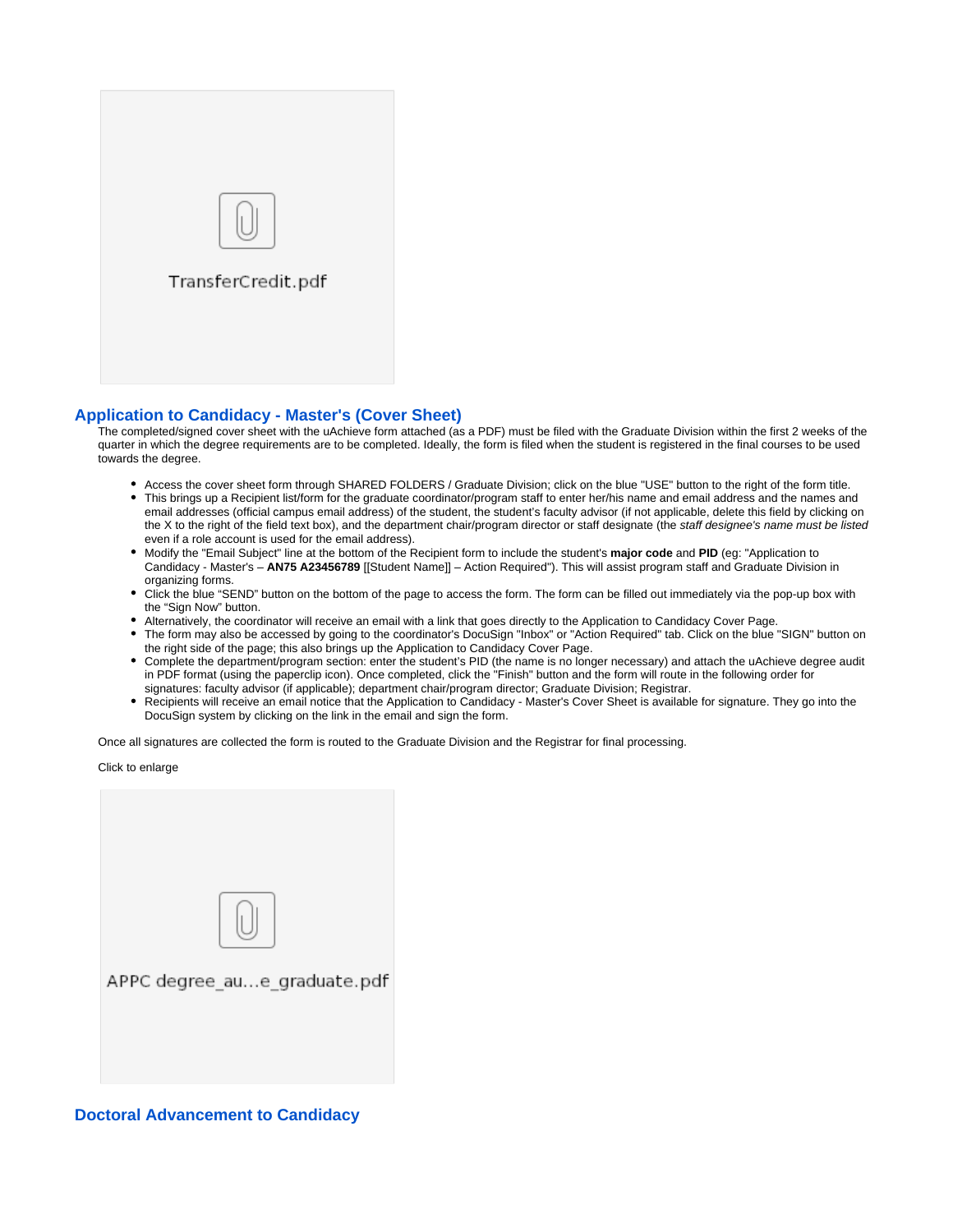TransferCredit.pdf

## Application to Candidacy - Master's (Cover Sheet)

The completed/signed cover sheet with the uAchieve form attached (as a PDF) must be filed with the Graduate Division within the first 2 weeks of the quarter in which the degree requirements are to be completed. Ideally, the form is filed when the student is registered in the final courses to be used towards the degree.

- Access the cover sheet form through SHARED FOLDERS / Graduate Division; click on the blue "USE" button to the right of the form title.
- This brings up a Recipient list/form for the graduate coordinator/program staff to enter her/his name and email address and the names and email addresses (official campus email address) of the student, the student's faculty advisor (if not applicable, delete this field by clicking on the X to the right of the field text box), and the department chair/program director or staff designate (the *staff designee's name must be listed* even if a role account is used for the email address).
- Modify the "Email Subject" line at the bottom of the Recipient form to include the student's **major code** and **PID** (eg: "Application to Candidacy - Master's – **AN75 A23456789** [[Student Name]] – Action Required"). This will assist program staff and Graduate Division in organizing forms.
- Click the blue "SEND" button on the bottom of the page to access the form. The form can be filled out immediately via the pop-up box with the "Sign Now" button.
- Alternatively, the coordinator will receive an email with a link that goes directly to the Application to Candidacy Cover Page.
- The form may also be accessed by going to the coordinator's DocuSign "Inbox" or "Action Required" tab. Click on the blue "SIGN" button on the right side of the page; this also brings up the Application to Candidacy Cover Page.
- Complete the department/program section: enter the student's PID (the name is no longer necessary) and attach the uAchieve degree audit in PDF format (using the paperclip icon). Once completed, click the "Finish" button and the form will route in the following order for signatures: faculty advisor (if applicable); department chair/program director; Graduate Division; Registrar.
- Recipients will receive an email notice that the Application to Candidacy - Master's Cover Sheet is available for signature. They go into the DocuSign system by clicking on the link in the email and sign the form.

Once all signatures are collected the form is routed to the Graduate Division and the Registrar for final processing.

Click to enlarge

APPC degree_au...e_graduate.pdf

## Doctoral Advancement to Candidacy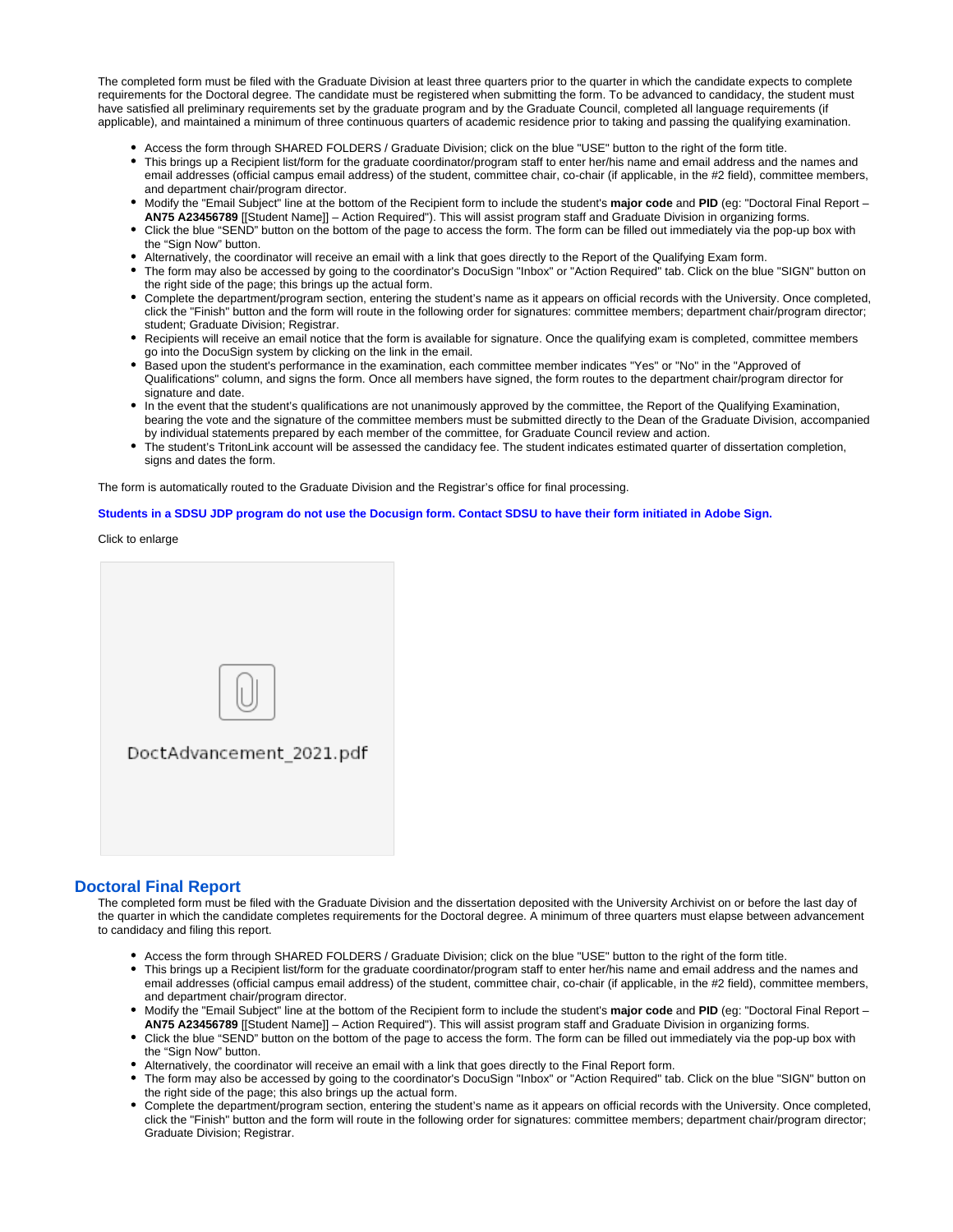The completed form must be filed with the Graduate Division at least three quarters prior to the quarter in which the candidate expects to complete requirements for the Doctoral degree. The candidate must be registered when submitting the form. To be advanced to candidacy, the student must have satisfied all preliminary requirements set by the graduate program and by the Graduate Council, completed all language requirements (if applicable), and maintained a minimum of three continuous quarters of academic residence prior to taking and passing the qualifying examination.

- Access the form through SHARED FOLDERS / Graduate Division; click on the blue "USE" button to the right of the form title.
- This brings up a Recipient list/form for the graduate coordinator/program staff to enter her/his name and email address and the names and email addresses (official campus email address) of the student, committee chair, co-chair (if applicable, in the #2 field), committee members, and department chair/program director.
- Modify the "Email Subject" line at the bottom of the Recipient form to include the student's **major code** and **PID** (eg: "Doctoral Final Report – **AN75 A23456789** [[Student Name]] – Action Required"). This will assist program staff and Graduate Division in organizing forms.
- Click the blue "SEND" button on the bottom of the page to access the form. The form can be filled out immediately via the pop-up box with the "Sign Now" button.
- Alternatively, the coordinator will receive an email with a link that goes directly to the Report of the Qualifying Exam form.
- The form may also be accessed by going to the coordinator's DocuSign "Inbox" or "Action Required" tab. Click on the blue "SIGN" button on the right side of the page; this brings up the actual form.
- Complete the department/program section, entering the student's name as it appears on official records with the University. Once completed, click the "Finish" button and the form will route in the following order for signatures: committee members; department chair/program director; student; Graduate Division; Registrar.
- Recipients will receive an email notice that the form is available for signature. Once the qualifying exam is completed, committee members go into the DocuSign system by clicking on the link in the email.
- Based upon the student's performance in the examination, each committee member indicates "Yes" or "No" in the "Approved of Qualifications" column, and signs the form. Once all members have signed, the form routes to the department chair/program director for signature and date.
- In the event that the student's qualifications are not unanimously approved by the committee, the Report of the Qualifying Examination, bearing the vote and the signature of the committee members must be submitted directly to the Dean of the Graduate Division, accompanied by individual statements prepared by each member of the committee, for Graduate Council review and action.
- The student's TritonLink account will be assessed the candidacy fee. The student indicates estimated quarter of dissertation completion, signs and dates the form.

The form is automatically routed to the Graduate Division and the Registrar's office for final processing.

**Students in a SDSU JDP program do not use the Docusign form. Contact SDSU to have their form initiated in Adobe Sign.**

Click to enlarge

DoctAdvancement_2021.pdf

## Doctoral Final Report

The completed form must be filed with the Graduate Division and the dissertation deposited with the University Archivist on or before the last day of the quarter in which the candidate completes requirements for the Doctoral degree. A minimum of three quarters must elapse between advancement to candidacy and filing this report.

- Access the form through SHARED FOLDERS / Graduate Division; click on the blue "USE" button to the right of the form title.
- This brings up a Recipient list/form for the graduate coordinator/program staff to enter her/his name and email address and the names and email addresses (official campus email address) of the student, committee chair, co-chair (if applicable, in the #2 field), committee members, and department chair/program director.
- Modify the "Email Subject" line at the bottom of the Recipient form to include the student's **major code** and **PID** (eg: "Doctoral Final Report – **AN75 A23456789** [[Student Name]] – Action Required"). This will assist program staff and Graduate Division in organizing forms.
- Click the blue "SEND" button on the bottom of the page to access the form. The form can be filled out immediately via the pop-up box with the "Sign Now" button.
- Alternatively, the coordinator will receive an email with a link that goes directly to the Final Report form.
- The form may also be accessed by going to the coordinator's DocuSign "Inbox" or "Action Required" tab. Click on the blue "SIGN" button on the right side of the page; this also brings up the actual form.
- Complete the department/program section, entering the student's name as it appears on official records with the University. Once completed, click the "Finish" button and the form will route in the following order for signatures: committee members; department chair/program director; Graduate Division; Registrar.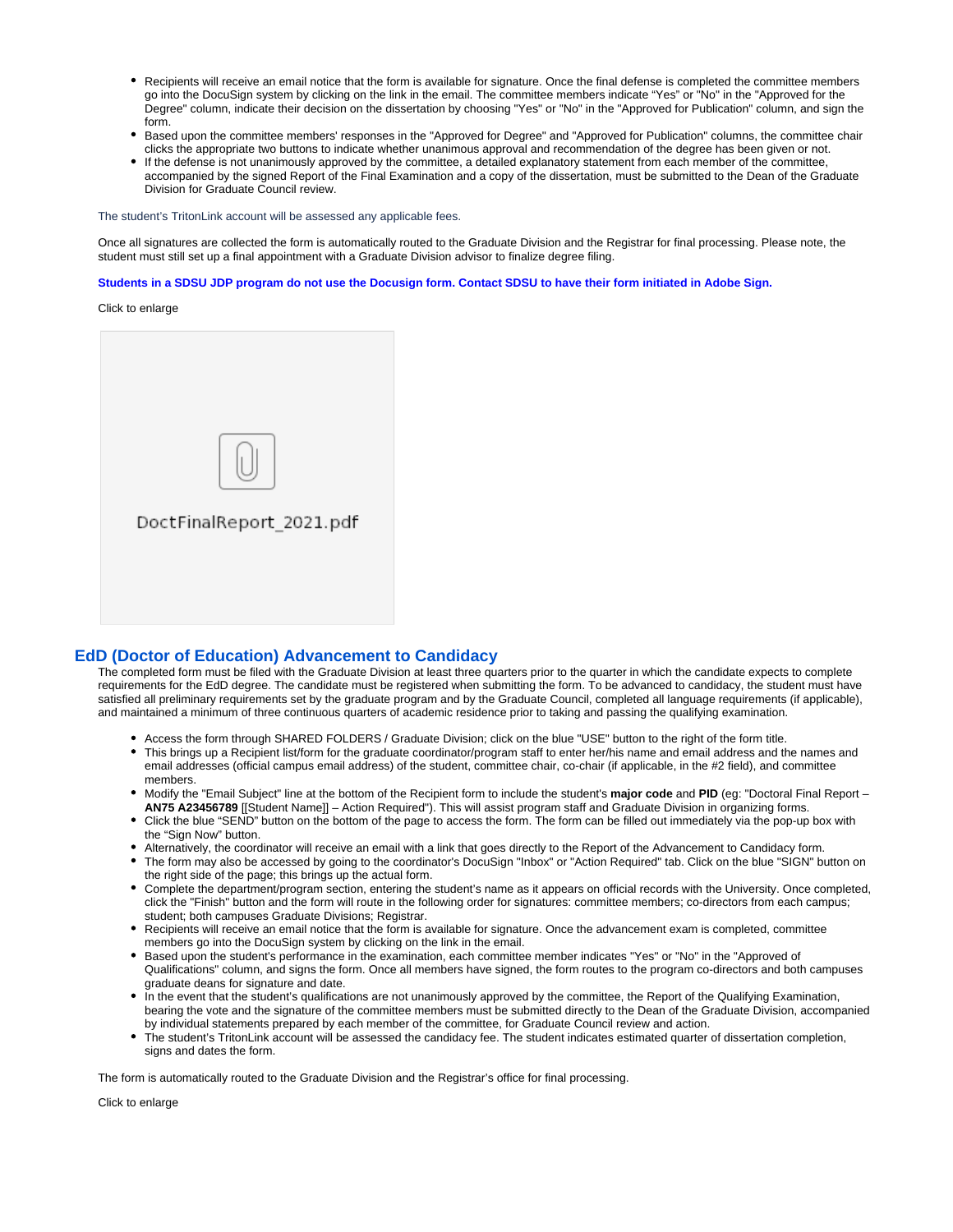- Recipients will receive an email notice that the form is available for signature. Once the final defense is completed the committee members go into the DocuSign system by clicking on the link in the email. The committee members indicate "Yes" or "No" in the "Approved for the Degree" column, indicate their decision on the dissertation by choosing "Yes" or "No" in the "Approved for Publication" column, and sign the form.
- Based upon the committee members' responses in the "Approved for Degree" and "Approved for Publication" columns, the committee chair clicks the appropriate two buttons to indicate whether unanimous approval and recommendation of the degree has been given or not.
- If the defense is not unanimously approved by the committee, a detailed explanatory statement from each member of the committee, accompanied by the signed Report of the Final Examination and a copy of the dissertation, must be submitted to the Dean of the Graduate Division for Graduate Council review.

The student's TritonLink account will be assessed any applicable fees.

Once all signatures are collected the form is automatically routed to the Graduate Division and the Registrar for final processing. Please note, the student must still set up a final appointment with a Graduate Division advisor to finalize degree filing.

**Students in a SDSU JDP program do not use the Docusign form. Contact SDSU to have their form initiated in Adobe Sign.**

Click to enlarge

DoctFinalReport_2021.pdf

## EdD (Doctor of Education) Advancement to Candidacy

The completed form must be filed with the Graduate Division at least three quarters prior to the quarter in which the candidate expects to complete requirements for the EdD degree. The candidate must be registered when submitting the form. To be advanced to candidacy, the student must have satisfied all preliminary requirements set by the graduate program and by the Graduate Council, completed all language requirements (if applicable), and maintained a minimum of three continuous quarters of academic residence prior to taking and passing the qualifying examination.

- Access the form through SHARED FOLDERS / Graduate Division; click on the blue "USE" button to the right of the form title.
- This brings up a Recipient list/form for the graduate coordinator/program staff to enter her/his name and email address and the names and email addresses (official campus email address) of the student, committee chair, co-chair (if applicable, in the #2 field), and committee members.
- Modify the "Email Subject" line at the bottom of the Recipient form to include the student's **major code** and **PID** (eg: "Doctoral Final Report – **AN75 A23456789** [[Student Name]] – Action Required"). This will assist program staff and Graduate Division in organizing forms.
- Click the blue "SEND" button on the bottom of the page to access the form. The form can be filled out immediately via the pop-up box with the "Sign Now" button.
- Alternatively, the coordinator will receive an email with a link that goes directly to the Report of the Advancement to Candidacy form.
- The form may also be accessed by going to the coordinator's DocuSign "Inbox" or "Action Required" tab. Click on the blue "SIGN" button on the right side of the page; this brings up the actual form.
- Complete the department/program section, entering the student's name as it appears on official records with the University. Once completed, click the "Finish" button and the form will route in the following order for signatures: committee members; co-directors from each campus; student; both campuses Graduate Divisions; Registrar.
- Recipients will receive an email notice that the form is available for signature. Once the advancement exam is completed, committee members go into the DocuSign system by clicking on the link in the email.
- Based upon the student's performance in the examination, each committee member indicates "Yes" or "No" in the "Approved of Qualifications" column, and signs the form. Once all members have signed, the form routes to the program co-directors and both campuses graduate deans for signature and date.
- In the event that the student's qualifications are not unanimously approved by the committee, the Report of the Qualifying Examination, bearing the vote and the signature of the committee members must be submitted directly to the Dean of the Graduate Division, accompanied by individual statements prepared by each member of the committee, for Graduate Council review and action.
- The student's TritonLink account will be assessed the candidacy fee. The student indicates estimated quarter of dissertation completion, signs and dates the form.

The form is automatically routed to the Graduate Division and the Registrar's office for final processing.

Click to enlarge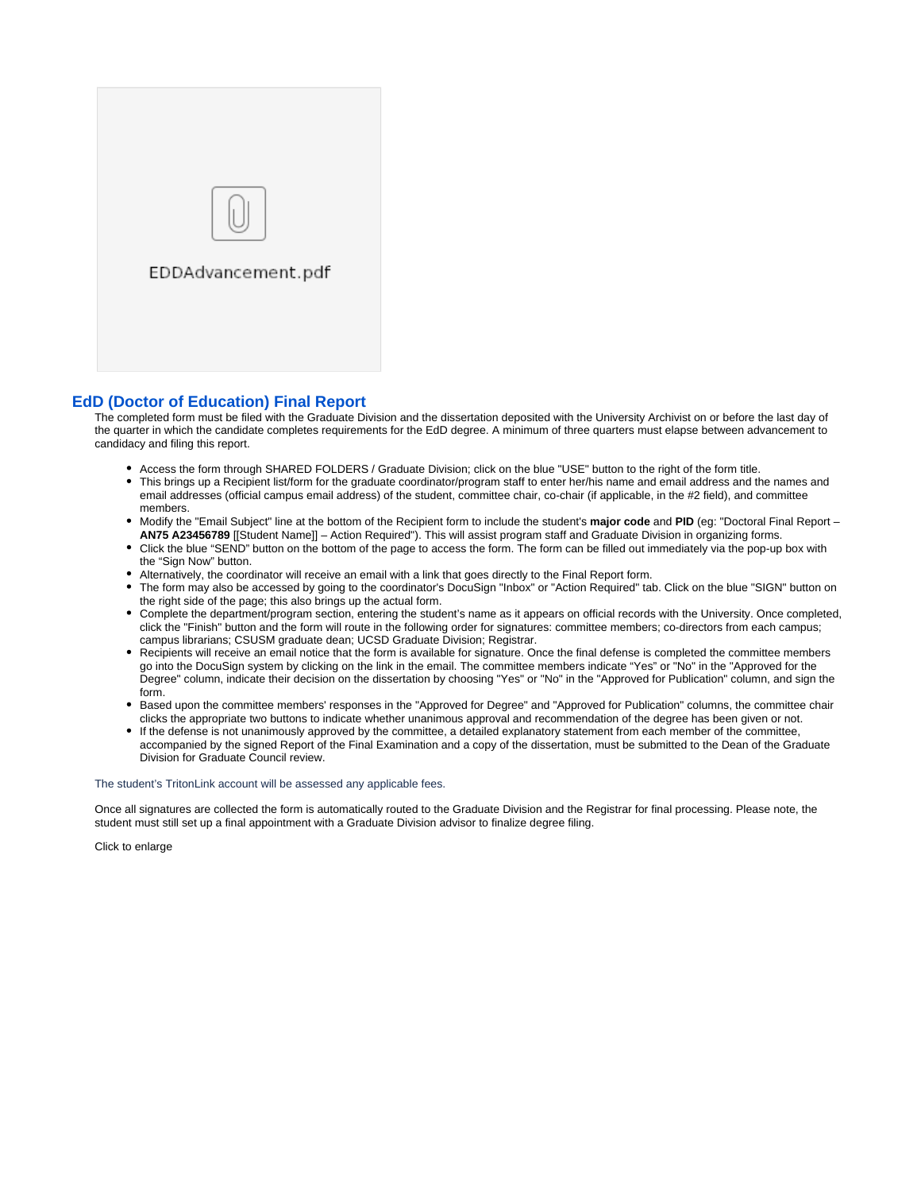EDDAdvancement.pdf

## EdD (Doctor of Education) Final Report

The completed form must be filed with the Graduate Division and the dissertation deposited with the University Archivist on or before the last day of the quarter in which the candidate completes requirements for the EdD degree. A minimum of three quarters must elapse between advancement to candidacy and filing this report.

- Access the form through SHARED FOLDERS / Graduate Division; click on the blue "USE" button to the right of the form title.
- This brings up a Recipient list/form for the graduate coordinator/program staff to enter her/his name and email address and the names and email addresses (official campus email address) of the student, committee chair, co-chair (if applicable, in the #2 field), and committee members.
- Modify the "Email Subject" line at the bottom of the Recipient form to include the student's **major code** and **PID** (eg: "Doctoral Final Report – **AN75 A23456789** [[Student Name]] – Action Required"). This will assist program staff and Graduate Division in organizing forms.
- Click the blue "SEND" button on the bottom of the page to access the form. The form can be filled out immediately via the pop-up box with the "Sign Now" button.
- Alternatively, the coordinator will receive an email with a link that goes directly to the Final Report form.
- The form may also be accessed by going to the coordinator's DocuSign "Inbox" or "Action Required" tab. Click on the blue "SIGN" button on the right side of the page; this also brings up the actual form.
- Complete the department/program section, entering the student's name as it appears on official records with the University. Once completed, click the "Finish" button and the form will route in the following order for signatures: committee members; co-directors from each campus; campus librarians; CSUSM graduate dean; UCSD Graduate Division; Registrar.
- Recipients will receive an email notice that the form is available for signature. Once the final defense is completed the committee members go into the DocuSign system by clicking on the link in the email. The committee members indicate "Yes" or "No" in the "Approved for the Degree" column, indicate their decision on the dissertation by choosing "Yes" or "No" in the "Approved for Publication" column, and sign the form.
- Based upon the committee members' responses in the "Approved for Degree" and "Approved for Publication" columns, the committee chair clicks the appropriate two buttons to indicate whether unanimous approval and recommendation of the degree has been given or not.
- If the defense is not unanimously approved by the committee, a detailed explanatory statement from each member of the committee, accompanied by the signed Report of the Final Examination and a copy of the dissertation, must be submitted to the Dean of the Graduate Division for Graduate Council review.

The student's TritonLink account will be assessed any applicable fees.

Once all signatures are collected the form is automatically routed to the Graduate Division and the Registrar for final processing. Please note, the student must still set up a final appointment with a Graduate Division advisor to finalize degree filing.

Click to enlarge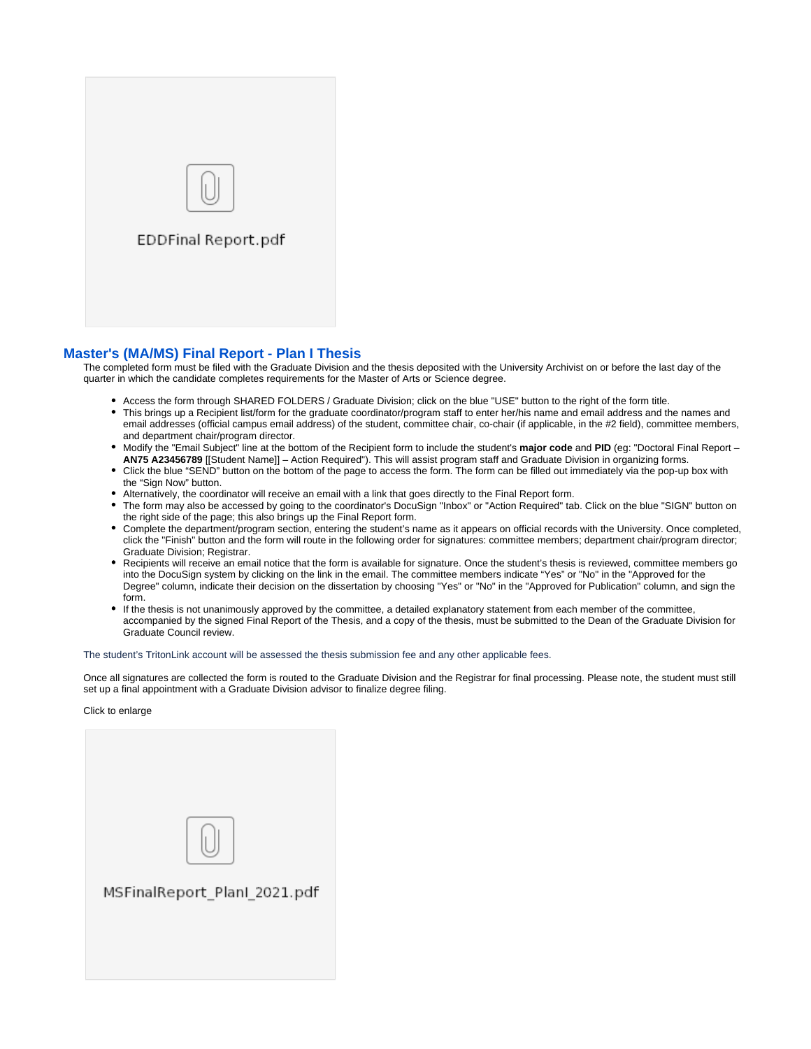EDDFinal Report.pdf

## Master's (MA/MS) Final Report - Plan I Thesis

The completed form must be filed with the Graduate Division and the thesis deposited with the University Archivist on or before the last day of the quarter in which the candidate completes requirements for the Master of Arts or Science degree.

- Access the form through SHARED FOLDERS / Graduate Division; click on the blue "USE" button to the right of the form title.
- This brings up a Recipient list/form for the graduate coordinator/program staff to enter her/his name and email address and the names and email addresses (official campus email address) of the student, committee chair, co-chair (if applicable, in the #2 field), committee members, and department chair/program director.
- Modify the "Email Subject" line at the bottom of the Recipient form to include the student's **major code** and **PID** (eg: "Doctoral Final Report – **AN75 A23456789** [[Student Name]] – Action Required"). This will assist program staff and Graduate Division in organizing forms.
- Click the blue "SEND" button on the bottom of the page to access the form. The form can be filled out immediately via the pop-up box with the "Sign Now" button.
- Alternatively, the coordinator will receive an email with a link that goes directly to the Final Report form.
- The form may also be accessed by going to the coordinator's DocuSign "Inbox" or "Action Required" tab. Click on the blue "SIGN" button on the right side of the page; this also brings up the Final Report form.
- Complete the department/program section, entering the student's name as it appears on official records with the University. Once completed, click the "Finish" button and the form will route in the following order for signatures: committee members; department chair/program director; Graduate Division; Registrar.
- Recipients will receive an email notice that the form is available for signature. Once the student's thesis is reviewed, committee members go into the DocuSign system by clicking on the link in the email. The committee members indicate "Yes" or "No" in the "Approved for the Degree" column, indicate their decision on the dissertation by choosing "Yes" or "No" in the "Approved for Publication" column, and sign the form.
- If the thesis is not unanimously approved by the committee, a detailed explanatory statement from each member of the committee, accompanied by the signed Final Report of the Thesis, and a copy of the thesis, must be submitted to the Dean of the Graduate Division for Graduate Council review.

The student's TritonLink account will be assessed the thesis submission fee and any other applicable fees.

Once all signatures are collected the form is routed to the Graduate Division and the Registrar for final processing. Please note, the student must still set up a final appointment with a Graduate Division advisor to finalize degree filing.

Click to enlarge

MSFinalReport_PlanI_2021.pdf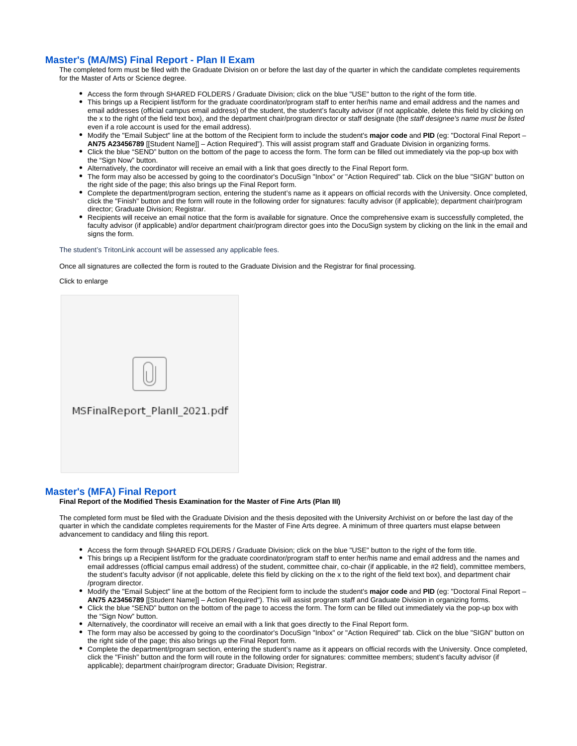## Master's (MA/MS) Final Report - Plan II Exam

The completed form must be filed with the Graduate Division on or before the last day of the quarter in which the candidate completes requirements for the Master of Arts or Science degree.

- Access the form through SHARED FOLDERS / Graduate Division; click on the blue "USE" button to the right of the form title.
- This brings up a Recipient list/form for the graduate coordinator/program staff to enter her/his name and email address and the names and email addresses (official campus email address) of the student, the student's faculty advisor (if not applicable, delete this field by clicking on the x to the right of the field text box), and the department chair/program director or staff designate (the *staff designee's name must be listed* even if a role account is used for the email address).
- Modify the "Email Subject" line at the bottom of the Recipient form to include the student's **major code** and **PID** (eg: "Doctoral Final Report – **AN75 A23456789** [[Student Name]] – Action Required"). This will assist program staff and Graduate Division in organizing forms.
- Click the blue "SEND" button on the bottom of the page to access the form. The form can be filled out immediately via the pop-up box with the "Sign Now" button.
- Alternatively, the coordinator will receive an email with a link that goes directly to the Final Report form.
- The form may also be accessed by going to the coordinator's DocuSign "Inbox" or "Action Required" tab. Click on the blue "SIGN" button on the right side of the page; this also brings up the Final Report form.
- Complete the department/program section, entering the student's name as it appears on official records with the University. Once completed, click the "Finish" button and the form will route in the following order for signatures: faculty advisor (if applicable); department chair/program director; Graduate Division; Registrar.
- Recipients will receive an email notice that the form is available for signature. Once the comprehensive exam is successfully completed, the faculty advisor (if applicable) and/or department chair/program director goes into the DocuSign system by clicking on the link in the email and signs the form.

The student's TritonLink account will be assessed any applicable fees.

Once all signatures are collected the form is routed to the Graduate Division and the Registrar for final processing.

Click to enlarge

MSFinalReport_PlanII_2021.pdf

## Master's (MFA) Final Report

**Final Report of the Modified Thesis Examination for the Master of Fine Arts (Plan III)**

The completed form must be filed with the Graduate Division and the thesis deposited with the University Archivist on or before the last day of the quarter in which the candidate completes requirements for the Master of Fine Arts degree. A minimum of three quarters must elapse between advancement to candidacy and filing this report.

- Access the form through SHARED FOLDERS / Graduate Division; click on the blue "USE" button to the right of the form title.
- This brings up a Recipient list/form for the graduate coordinator/program staff to enter her/his name and email address and the names and email addresses (official campus email address) of the student, committee chair, co-chair (if applicable, in the #2 field), committee members, the student's faculty advisor (if not applicable, delete this field by clicking on the x to the right of the field text box), and department chair /program director.
- Modify the "Email Subject" line at the bottom of the Recipient form to include the student's **major code** and **PID** (eg: "Doctoral Final Report – **AN75 A23456789** [[Student Name]] – Action Required"). This will assist program staff and Graduate Division in organizing forms.
- Click the blue "SEND" button on the bottom of the page to access the form. The form can be filled out immediately via the pop-up box with the "Sign Now" button.
- Alternatively, the coordinator will receive an email with a link that goes directly to the Final Report form.
- The form may also be accessed by going to the coordinator's DocuSign "Inbox" or "Action Required" tab. Click on the blue "SIGN" button on the right side of the page; this also brings up the Final Report form.
- Complete the department/program section, entering the student's name as it appears on official records with the University. Once completed, click the "Finish" button and the form will route in the following order for signatures: committee members; student's faculty advisor (if applicable); department chair/program director; Graduate Division; Registrar.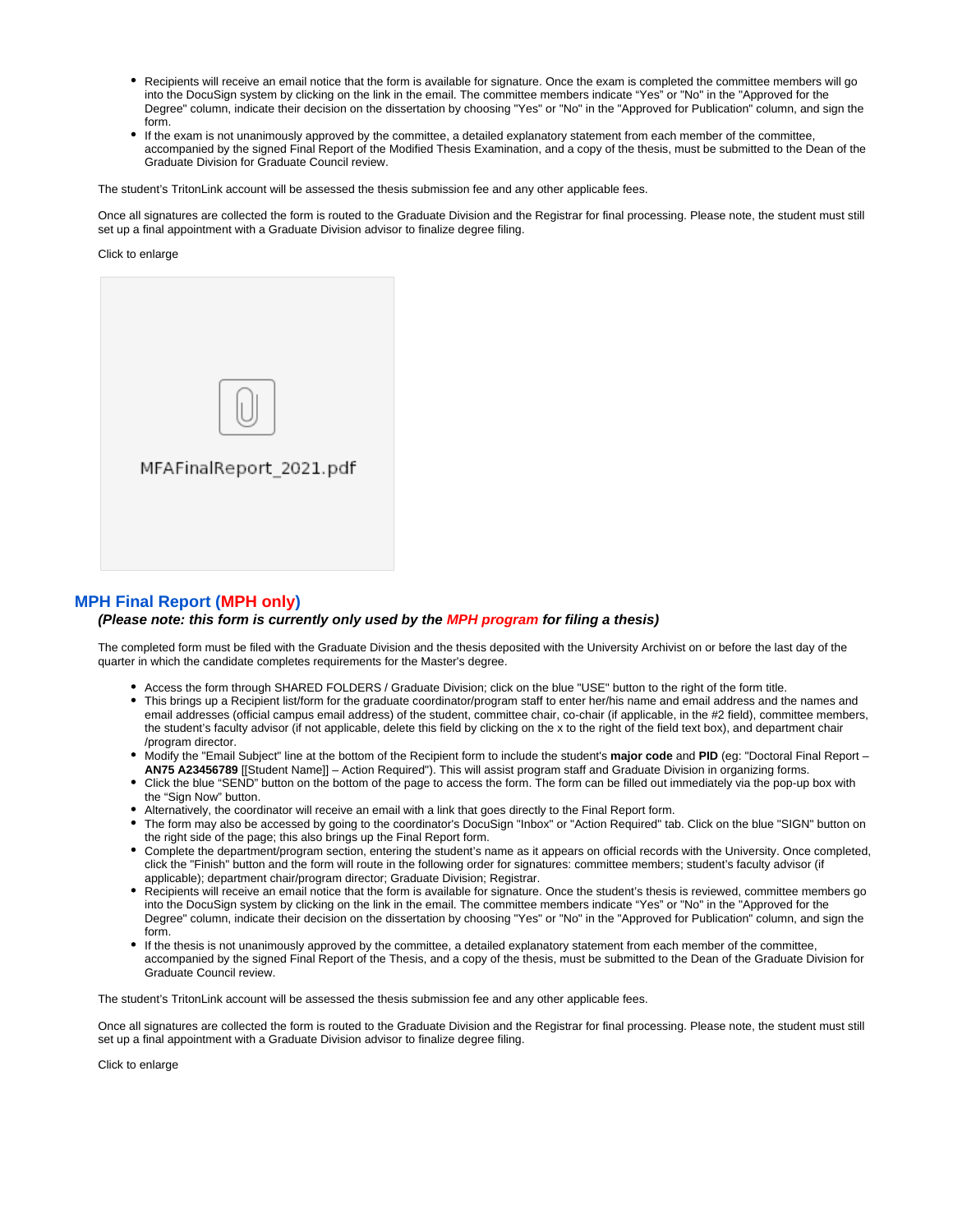- Recipients will receive an email notice that the form is available for signature. Once the exam is completed the committee members will go into the DocuSign system by clicking on the link in the email. The committee members indicate "Yes" or "No" in the "Approved for the Degree" column, indicate their decision on the dissertation by choosing "Yes" or "No" in the "Approved for Publication" column, and sign the form.
- If the exam is not unanimously approved by the committee, a detailed explanatory statement from each member of the committee, accompanied by the signed Final Report of the Modified Thesis Examination, and a copy of the thesis, must be submitted to the Dean of the Graduate Division for Graduate Council review.

The student's TritonLink account will be assessed the thesis submission fee and any other applicable fees.

Once all signatures are collected the form is routed to the Graduate Division and the Registrar for final processing. Please note, the student must still set up a final appointment with a Graduate Division advisor to finalize degree filing.

Click to enlarge

MFAFinalReport_2021.pdf

## MPH Final Report (MPH only)

***(Please note: this form is currently only used by the MPH program for filing a thesis)***

The completed form must be filed with the Graduate Division and the thesis deposited with the University Archivist on or before the last day of the quarter in which the candidate completes requirements for the Master's degree.

- Access the form through SHARED FOLDERS / Graduate Division; click on the blue "USE" button to the right of the form title.
- This brings up a Recipient list/form for the graduate coordinator/program staff to enter her/his name and email address and the names and email addresses (official campus email address) of the student, committee chair, co-chair (if applicable, in the #2 field), committee members, the student's faculty advisor (if not applicable, delete this field by clicking on the x to the right of the field text box), and department chair /program director.
- Modify the "Email Subject" line at the bottom of the Recipient form to include the student's **major code** and **PID** (eg: "Doctoral Final Report – **AN75 A23456789** [[Student Name]] – Action Required"). This will assist program staff and Graduate Division in organizing forms.
- Click the blue "SEND" button on the bottom of the page to access the form. The form can be filled out immediately via the pop-up box with the "Sign Now" button.
- Alternatively, the coordinator will receive an email with a link that goes directly to the Final Report form.
- The form may also be accessed by going to the coordinator's DocuSign "Inbox" or "Action Required" tab. Click on the blue "SIGN" button on the right side of the page; this also brings up the Final Report form.
- Complete the department/program section, entering the student's name as it appears on official records with the University. Once completed, click the "Finish" button and the form will route in the following order for signatures: committee members; student's faculty advisor (if applicable); department chair/program director; Graduate Division; Registrar.
- Recipients will receive an email notice that the form is available for signature. Once the student's thesis is reviewed, committee members go into the DocuSign system by clicking on the link in the email. The committee members indicate "Yes" or "No" in the "Approved for the Degree" column, indicate their decision on the dissertation by choosing "Yes" or "No" in the "Approved for Publication" column, and sign the form.
- If the thesis is not unanimously approved by the committee, a detailed explanatory statement from each member of the committee, accompanied by the signed Final Report of the Thesis, and a copy of the thesis, must be submitted to the Dean of the Graduate Division for Graduate Council review.

The student's TritonLink account will be assessed the thesis submission fee and any other applicable fees.

Once all signatures are collected the form is routed to the Graduate Division and the Registrar for final processing. Please note, the student must still set up a final appointment with a Graduate Division advisor to finalize degree filing.

Click to enlarge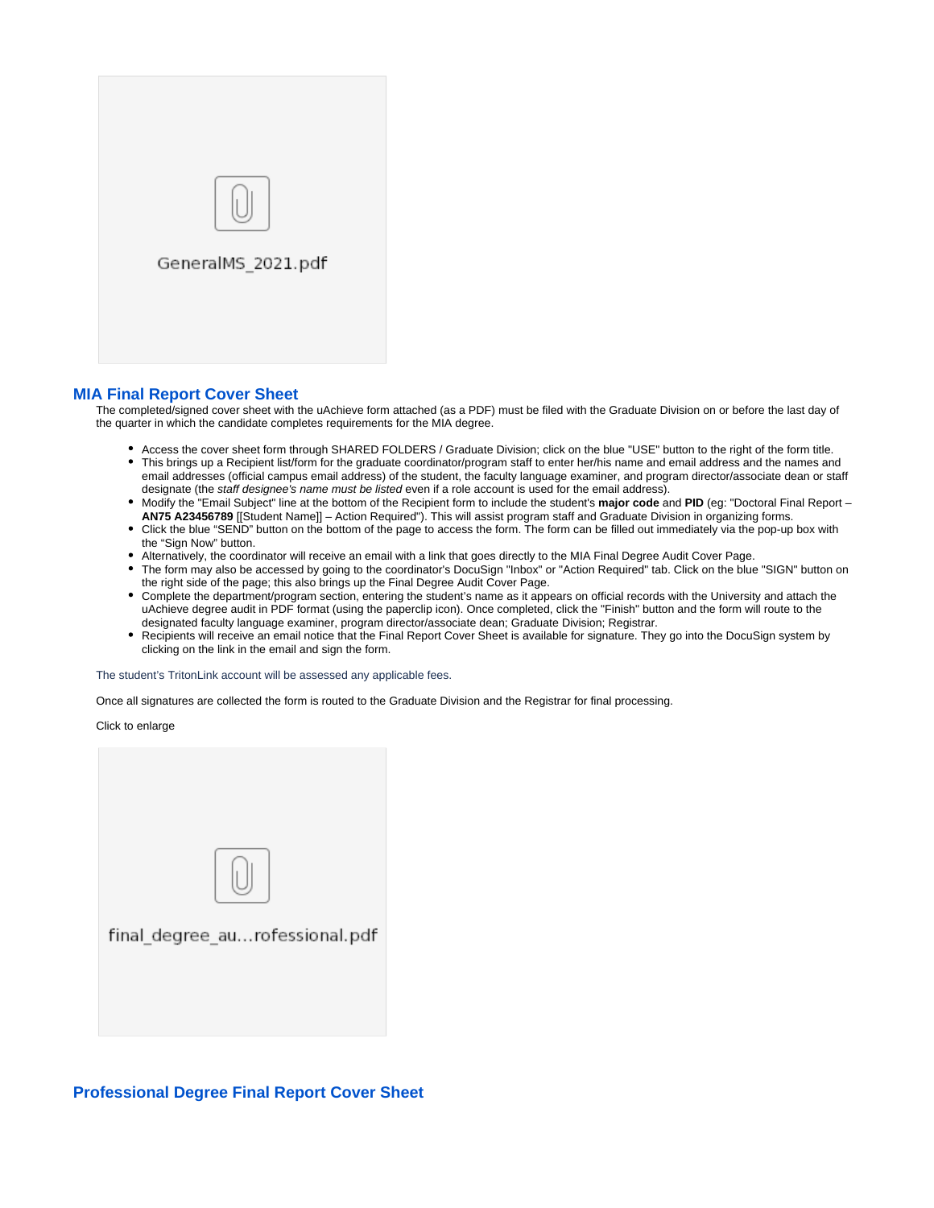GeneralMS_2021.pdf

## MIA Final Report Cover Sheet

The completed/signed cover sheet with the uAchieve form attached (as a PDF) must be filed with the Graduate Division on or before the last day of the quarter in which the candidate completes requirements for the MIA degree.

- Access the cover sheet form through SHARED FOLDERS / Graduate Division; click on the blue "USE" button to the right of the form title.
- This brings up a Recipient list/form for the graduate coordinator/program staff to enter her/his name and email address and the names and email addresses (official campus email address) of the student, the faculty language examiner, and program director/associate dean or staff designate (the *staff designee's name must be listed* even if a role account is used for the email address).
- Modify the "Email Subject" line at the bottom of the Recipient form to include the student's **major code** and **PID** (eg: "Doctoral Final Report – **AN75 A23456789** [[Student Name]] – Action Required"). This will assist program staff and Graduate Division in organizing forms.
- Click the blue "SEND" button on the bottom of the page to access the form. The form can be filled out immediately via the pop-up box with the "Sign Now" button.
- Alternatively, the coordinator will receive an email with a link that goes directly to the MIA Final Degree Audit Cover Page.
- The form may also be accessed by going to the coordinator's DocuSign "Inbox" or "Action Required" tab. Click on the blue "SIGN" button on the right side of the page; this also brings up the Final Degree Audit Cover Page.
- Complete the department/program section, entering the student's name as it appears on official records with the University and attach the uAchieve degree audit in PDF format (using the paperclip icon). Once completed, click the "Finish" button and the form will route to the designated faculty language examiner, program director/associate dean; Graduate Division; Registrar.
- Recipients will receive an email notice that the Final Report Cover Sheet is available for signature. They go into the DocuSign system by clicking on the link in the email and sign the form.

The student's TritonLink account will be assessed any applicable fees.

Once all signatures are collected the form is routed to the Graduate Division and the Registrar for final processing.

Click to enlarge

final_degree_au...rofessional.pdf

## Professional Degree Final Report Cover Sheet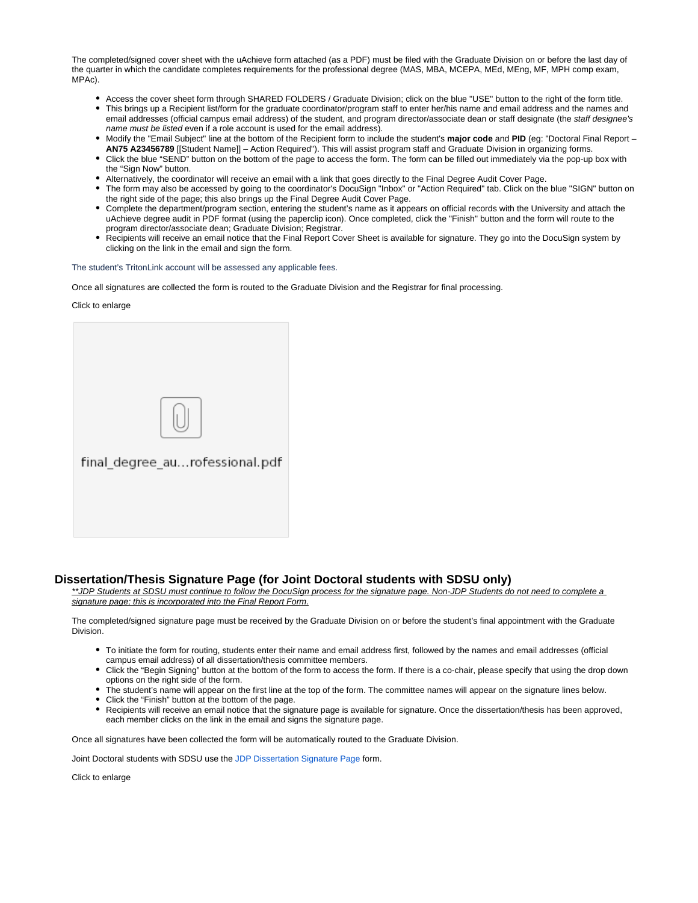The completed/signed cover sheet with the uAchieve form attached (as a PDF) must be filed with the Graduate Division on or before the last day of the quarter in which the candidate completes requirements for the professional degree (MAS, MBA, MCEPA, MEd, MEng, MF, MPH comp exam, MPAc).

- Access the cover sheet form through SHARED FOLDERS / Graduate Division; click on the blue "USE" button to the right of the form title.
- This brings up a Recipient list/form for the graduate coordinator/program staff to enter her/his name and email address and the names and email addresses (official campus email address) of the student, and program director/associate dean or staff designate (the *staff designee's name must be listed* even if a role account is used for the email address).
- Modify the "Email Subject" line at the bottom of the Recipient form to include the student's **major code** and **PID** (eg: "Doctoral Final Report – **AN75 A23456789** [[Student Name]] – Action Required"). This will assist program staff and Graduate Division in organizing forms.
- Click the blue "SEND" button on the bottom of the page to access the form. The form can be filled out immediately via the pop-up box with the "Sign Now" button.
- Alternatively, the coordinator will receive an email with a link that goes directly to the Final Degree Audit Cover Page.
- The form may also be accessed by going to the coordinator's DocuSign "Inbox" or "Action Required" tab. Click on the blue "SIGN" button on the right side of the page; this also brings up the Final Degree Audit Cover Page.
- Complete the department/program section, entering the student's name as it appears on official records with the University and attach the uAchieve degree audit in PDF format (using the paperclip icon). Once completed, click the "Finish" button and the form will route to the program director/associate dean; Graduate Division; Registrar.
- Recipients will receive an email notice that the Final Report Cover Sheet is available for signature. They go into the DocuSign system by clicking on the link in the email and sign the form.

The student's TritonLink account will be assessed any applicable fees.

Once all signatures are collected the form is routed to the Graduate Division and the Registrar for final processing.

Click to enlarge

final_degree_au...rofessional.pdf

## Dissertation/Thesis Signature Page (for Joint Doctoral students with SDSU only)

*\*\*JDP Students at SDSU must continue to follow the DocuSign process for the signature page. Non-JDP Students do not need to complete a signature page; this is incorporated into the Final Report Form.*

The completed/signed signature page must be received by the Graduate Division on or before the student's final appointment with the Graduate Division.

- To initiate the form for routing, students enter their name and email address first, followed by the names and email addresses (official campus email address) of all dissertation/thesis committee members.
- Click the "Begin Signing" button at the bottom of the form to access the form. If there is a co-chair, please specify that using the drop down options on the right side of the form.
- The student's name will appear on the first line at the top of the form. The committee names will appear on the signature lines below.
- Click the "Finish" button at the bottom of the page.
- Recipients will receive an email notice that the signature page is available for signature. Once the dissertation/thesis has been approved, each member clicks on the link in the email and signs the signature page.

Once all signatures have been collected the form will be automatically routed to the Graduate Division.

Joint Doctoral students with SDSU use the JDP Dissertation Signature Page form.

Click to enlarge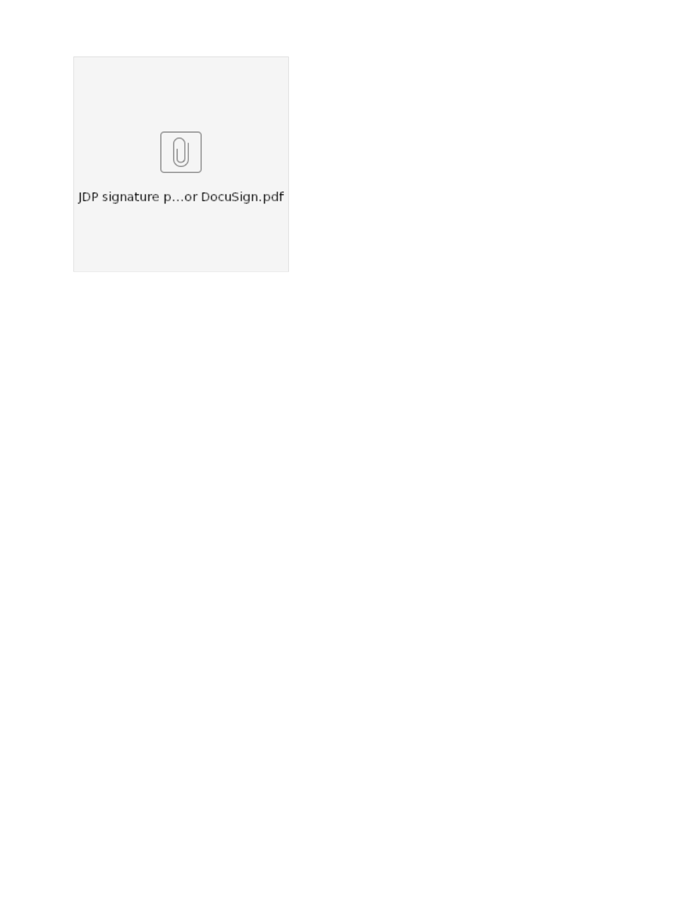JDP signature p…or DocuSign.pdf